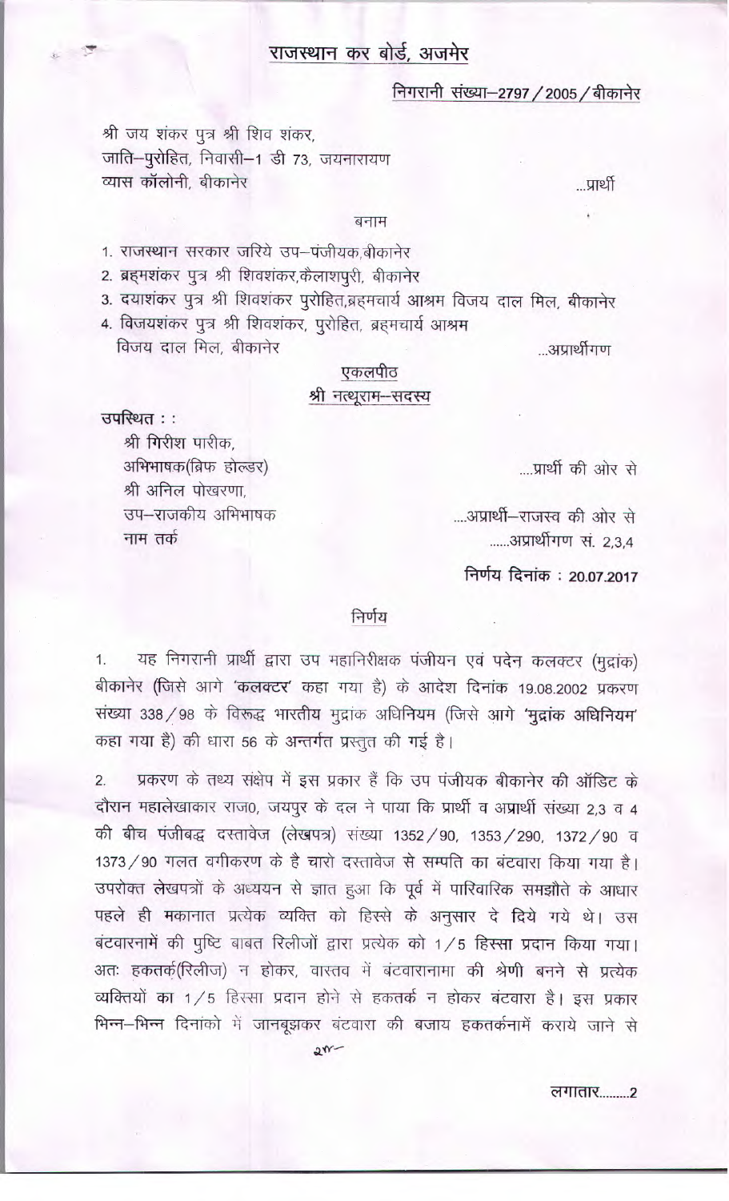# राजस्थान कर बोर्ड, अजमेर

**निगरानी संख्या–2797 / 2005 / बीकानेर**

श्री जय शंकर पुत्र श्री शिव शंकर,
जाति–पुरोहित, निवासी–1 डी 73, जयनारायण
व्यास कॉलोनी, बीकानेर ...प्रार्थी

बनाम

1. राजस्थान सरकार जरिये उप–पंजीयक,बीकानेर
2. ब्रह्मशंकर पुत्र श्री शिवशंकर,कैलाशपुरी, बीकानेर
3. दयाशंकर पुत्र श्री शिवशंकर पुरोहित,ब्रह्मचार्य आश्रम विजय दाल मिल, बीकानेर
4. विजयशंकर पुत्र श्री शिवशंकर, पुरोहित, ब्रह्मचार्य आश्रम
   विजय दाल मिल, बीकानेर ...अप्रार्थीगण

**एकलपीठ**
**श्री नत्थूराम–सदस्य**

उपस्थित : :

श्री गिरीश पारीक,
अभिभाषक(ब्रिफ होल्डर) ....प्रार्थी की ओर से
श्री अनिल पोखरणा,
उप–राजकीय अभिभाषक ....अप्रार्थी–राजस्व की ओर से
नाम तर्क ......अप्रार्थीगण सं. 2,3,4

**निर्णय दिनांक : 20.07.2017**

## निर्णय

1. यह निगरानी प्रार्थी द्वारा उप महानिरीक्षक पंजीयन एवं पदेन कलक्टर (मुद्रांक) बीकानेर (जिसे आगे **'कलक्टर'** कहा गया है) के आदेश दिनांक 19.08.2002 प्रकरण संख्या 338 / 98 के विरूद्ध भारतीय मुद्रांक अधिनियम (जिसे आगे **'मुद्रांक अधिनियम'** कहा गया है) की धारा 56 के अन्तर्गत प्रस्तुत की गई है।

2. प्रकरण के तथ्य संक्षेप में इस प्रकार हैं कि उप पंजीयक बीकानेर की ऑडिट के दौरान महालेखाकार राज0, जयपुर के दल ने पाया कि प्रार्थी व अप्रार्थी संख्या 2,3 व 4 की बीच पंजीबद्ध दस्तावेज (लेखपत्र) संख्या 1352 / 90, 1353 / 290, 1372 / 90 व 1373 / 90 गलत वर्गीकरण के है चारो दस्तावेज से सम्पति का बंटवारा किया गया है। उपरोक्त लेखपत्रों के अध्ययन से ज्ञात हुआ कि पूर्व में पारिवारिक समझौते के आधार पहले ही मकानात प्रत्येक व्यक्ति को हिस्से के अनुसार दे दिये गये थे। उस बंटवारनामें की पुष्टि बाबत रिलीजों द्वारा प्रत्येक को 1 / 5 हिस्सा प्रदान किया गया। अतः हकतर्क(रिलीज) न होकर, वास्तव में बंटवारानामा की श्रेणी बनने से प्रत्येक व्यक्तियों का 1 / 5 हिस्सा प्रदान होने से हकतर्क न होकर बंटवारा है। इस प्रकार भिन्न–भिन्न दिनांको में जानबूझकर बंटवारा की बजाय हकतर्कनामें कराये जाने से

लगातार.........2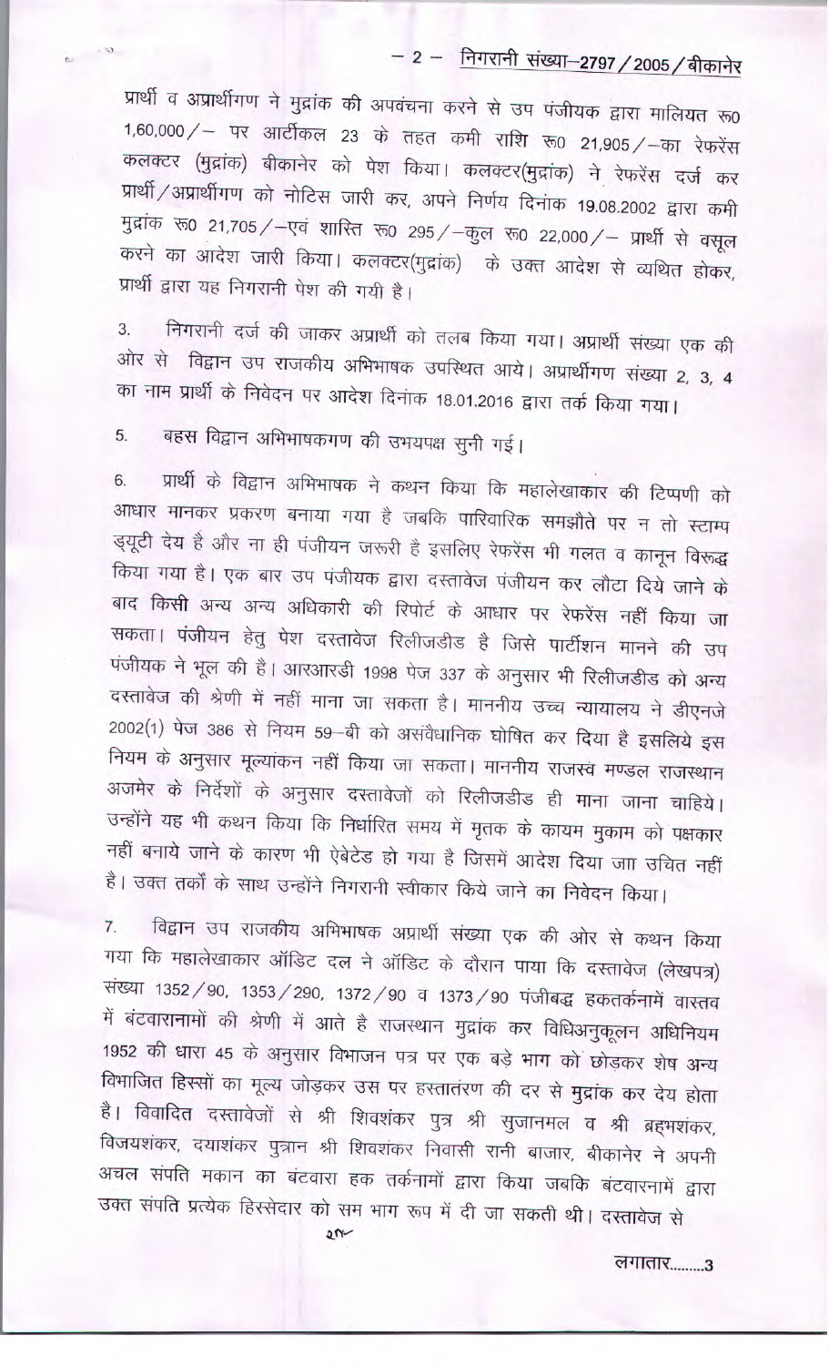प्रार्थी व अप्रार्थीगण ने मुद्रांक की अपवंचना करने से उप पंजीयक द्वारा मालियत रू0 1,60,000/– पर आर्टीकल 23 के तहत कमी राशि रू0 21,905/–का रेफरेंस कलक्टर (मुद्रांक) बीकानेर को पेश किया। कलक्टर(मुद्रांक) ने रेफरेंस दर्ज कर प्रार्थी/अप्रार्थीगण को नोटिस जारी कर, अपने निर्णय दिनांक 19.08.2002 द्वारा कमी मुद्रांक रू0 21,705/–एवं शास्ति रू0 295/–कुल रू0 22,000/– प्रार्थी से वसूल करने का आदेश जारी किया। कलक्टर(मुद्रांक) के उक्त आदेश से व्यथित होकर, प्रार्थी द्वारा यह निगरानी पेश की गयी है।

3. निगरानी दर्ज की जाकर अप्रार्थी को तलब किया गया। अप्रार्थी संख्या एक की ओर से विद्वान उप राजकीय अभिभाषक उपस्थित आये। अप्रार्थीगण संख्या 2, 3, 4 का नाम प्रार्थी के निवेदन पर आदेश दिनांक 18.01.2016 द्वारा तर्क किया गया।

5. बहस विद्वान अभिभाषकगण की उभयपक्ष सुनी गई।

6. प्रार्थी के विद्वान अभिभाषक ने कथन किया कि महालेखाकार की टिप्पणी को आधार मानकर प्रकरण बनाया गया है जबकि पारिवारिक समझौते पर न तो स्टाम्प ड्यूटी देय है और ना ही पंजीयन जरूरी है इसलिए रेफरेंस भी गलत व कानून विरूद्ध किया गया है। एक बार उप पंजीयक द्वारा दस्तावेज पंजीयन कर लौटा दिये जाने के बाद किसी अन्य अन्य अधिकारी की रिपोर्ट के आधार पर रेफरेंस नहीं किया जा सकता। पंजीयन हेतु पेश दस्तावेज रिलीजडीड है जिसे पार्टीशन मानने की उप पंजीयक ने भूल की है। आरआरडी 1998 पेज 337 के अनुसार भी रिलीजडीड को अन्य दस्तावेज की श्रेणी में नहीं माना जा सकता है। माननीय उच्च न्यायालय ने डीएनजे 2002(1) पेज 386 से नियम 59–बी को असंवैधानिक घोषित कर दिया है इसलिये इस नियम के अनुसार मूल्यांकन नहीं किया जा सकता। माननीय राजस्व मण्डल राजस्थान अजमेर के निर्देशों के अनुसार दस्तावेजों को रिलीजडीड ही माना जाना चाहिये। उन्होंने यह भी कथन किया कि निर्धारित समय में मृतक के कायम मुकाम को पक्षकार नहीं बनाये जाने के कारण भी ऐबेटेड हो गया है जिसमें आदेश दिया जाा उचित नहीं है। उक्त तर्कों के साथ उन्होंने निगरानी स्वीकार किये जाने का निवेदन किया।

7. विद्वान उप राजकीय अभिभाषक अप्रार्थी संख्या एक की ओर से कथन किया गया कि महालेखाकार ऑडिट दल ने ऑडिट के दौरान पाया कि दस्तावेज (लेखपत्र) संख्या 1352/90, 1353/290, 1372/90 व 1373/90 पंजीबद्ध हकतर्कनामें वास्तव में बंटवारानामों की श्रेणी में आते है राजस्थान मुद्रांक कर विधिअनुकूलन अधिनियम 1952 की धारा 45 के अनुसार विभाजन पत्र पर एक बड़े भाग को छोड़कर शेष अन्य विभाजित हिस्सों का मूल्य जोड़कर उस पर हस्तातंरण की दर से मुद्रांक कर देय होता है। विवादित दस्तावेजों से श्री शिवशंकर पुत्र श्री सुजानमल व श्री ब्रह्मशंकर, विजयशंकर, दयाशंकर पुत्रान श्री शिवशंकर निवासी रानी बाजार, बीकानेर ने अपनी अचल संपति मकान का बंटवारा हक तर्कनामों द्वारा किया जबकि बंटवारनामें द्वारा उक्त संपति प्रत्येक हिस्सेदार को सम भाग रूप में दी जा सकती थी। दस्तावेज से

लगातार.........3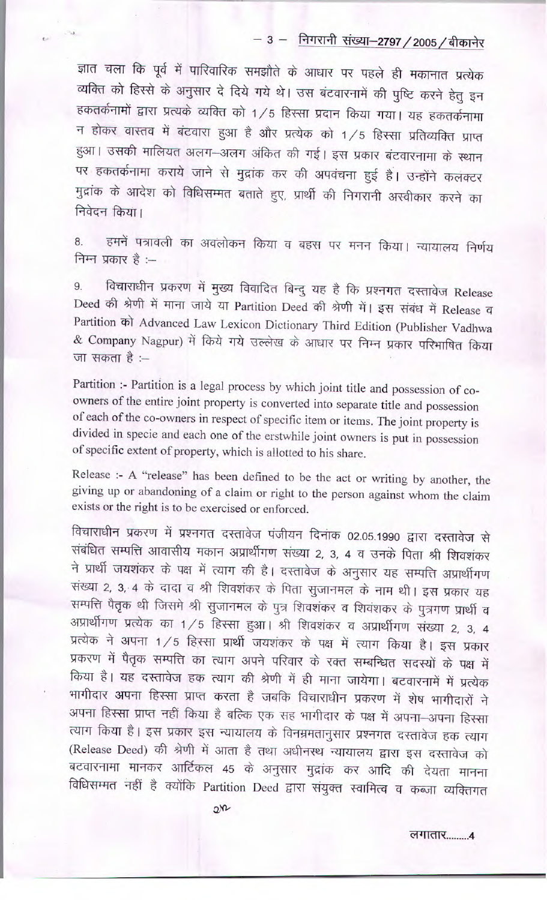ज्ञात चला कि पूर्व में पारिवारिक समझौते के आधार पर पहले ही मकानात प्रत्येक व्यक्ति को हिस्से के अनुसार दे दिये गये थे। उस बंटवारनामें की पुष्टि करने हेतु इन हकतर्कनामों द्वारा प्रत्यके व्यक्ति को 1/5 हिस्सा प्रदान किया गया। यह हकतर्कनामा न होकर वास्तव में बंटवारा हुआ है और प्रत्येक को 1/5 हिस्सा प्रतिव्यक्ति प्राप्त हुआ। उसकी मालियत अलग-अलग अंकित की गई। इस प्रकार बंटवारनामा के स्थान पर हकतर्कनामा कराये जाने से मुद्रांक कर की अपवंचना हुई है। उन्होंने कलक्टर मुद्रांक के आदेश को विधिसम्मत बताते हुए, प्रार्थी की निगरानी अस्वीकार करने का निवेदन किया।

8. हमनें पत्रावली का अवलोकन किया व बहस पर मनन किया। न्यायालय निर्णय निम्न प्रकार है :-

9. विचाराधीन प्रकरण में मुख्य विवादित बिन्दु यह है कि प्रश्नगत दस्तावेज Release Deed की श्रेणी में माना जाये या Partition Deed की श्रेणी में। इस संबंध में Release व Partition को Advanced Law Lexicon Dictionary Third Edition (Publisher Vadhwa & Company Nagpur) में किये गये उल्लेख के आधार पर निम्न प्रकार परिभाषित किया जा सकता है :-

Partition :- Partition is a legal process by which joint title and possession of co-owners of the entire joint property is converted into separate title and possession of each of the co-owners in respect of specific item or items. The joint property is divided in specie and each one of the erstwhile joint owners is put in possession of specific extent of property, which is allotted to his share.

Release :- A "release" has been defined to be the act or writing by another, the giving up or abandoning of a claim or right to the person against whom the claim exists or the right is to be exercised or enforced.

विचाराधीन प्रकरण में प्रश्नगत दस्तावेज पंजीयन दिनांक 02.05.1990 द्वारा दस्तावेज से संबंधित सम्पत्ति आवासीय मकान अप्रार्थीगण संख्या 2, 3, 4 व उनके पिता श्री शिवशंकर ने प्रार्थी जयशंकर के पक्ष में त्याग की है। दस्तावेज के अनुसार यह सम्पत्ति अप्रार्थीगण संख्या 2, 3, 4 के दादा व श्री शिवशंकर के पिता सुजानमल के नाम थी। इस प्रकार यह सम्पत्ति पैतृक थी जिसमे श्री सुजानमल के पुत्र शिवशंकर व शिवशंकर के पुत्रगण प्रार्थी व अप्रार्थीगण प्रत्येक का 1/5 हिस्सा हुआ। श्री शिवशंकर व अप्रार्थीगण संख्या 2, 3, 4 प्रत्येक ने अपना 1/5 हिस्सा प्रार्थी जयशंकर के पक्ष में त्याग किया है। इस प्रकार प्रकरण में पैतृक सम्पत्ति का त्याग अपने परिवार के रक्त सम्बन्धित सदस्यों के पक्ष में किया है। यह दस्तावेज हक त्याग की श्रेणी में ही माना जायेगा। बटवारनामें में प्रत्येक भागीदार अपना हिस्सा प्राप्त करता है जबकि विचाराधीन प्रकरण में शेष भागीदारों ने अपना हिस्सा प्राप्त नहीं किया है बल्कि एक सह भागीदार के पक्ष में अपना-अपना हिस्सा त्याग किया है। इस प्रकार इस न्यायालय के विनम्रमतानुसार प्रश्नगत दस्तावेज हक त्याग (Release Deed) की श्रेणी में आता है तथा अधीनस्थ न्यायालय द्वारा इस दस्तावेज को बटवारनामा मानकर आर्टिकल 45 के अनुसार मुद्रांक कर आदि की देयता मानना विधिसम्मत नहीं है क्योंकि Partition Deed द्वारा संयुक्त स्वामित्व व कब्जा व्यक्तिगत

लगातार.........4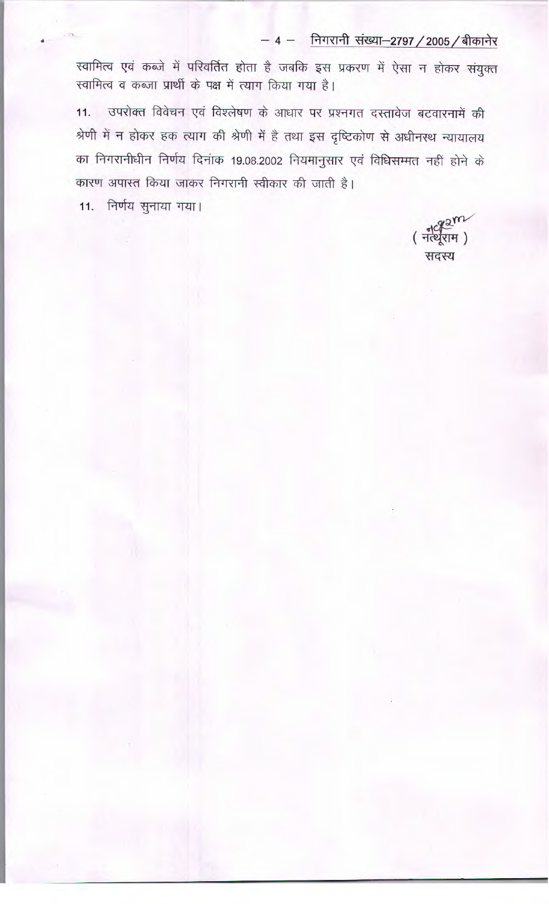स्वामित्व एवं कब्जे में परिवर्तित होता है जबकि इस प्रकरण में ऐसा न होकर संयुक्त स्वामित्व व कब्जा प्रार्थी के पक्ष में त्याग किया गया है।

11. उपरोक्त विवेचन एवं विश्लेषण के आधार पर प्रश्नगत दस्तावेज बटवारनामें की श्रेणी में न होकर हक त्याग की श्रेणी में है तथा इस दृष्टिकोण से अधीनस्थ न्यायालय का निगरानीधीन निर्णय दिनांक 19.08.2002 नियमानुसार एवं विधिसम्मत नहीं होने के कारण अपास्त किया जाकर निगरानी स्वीकार की जाती है।

11. निर्णय सुनाया गया।

( नत्थूराम )
सदस्य